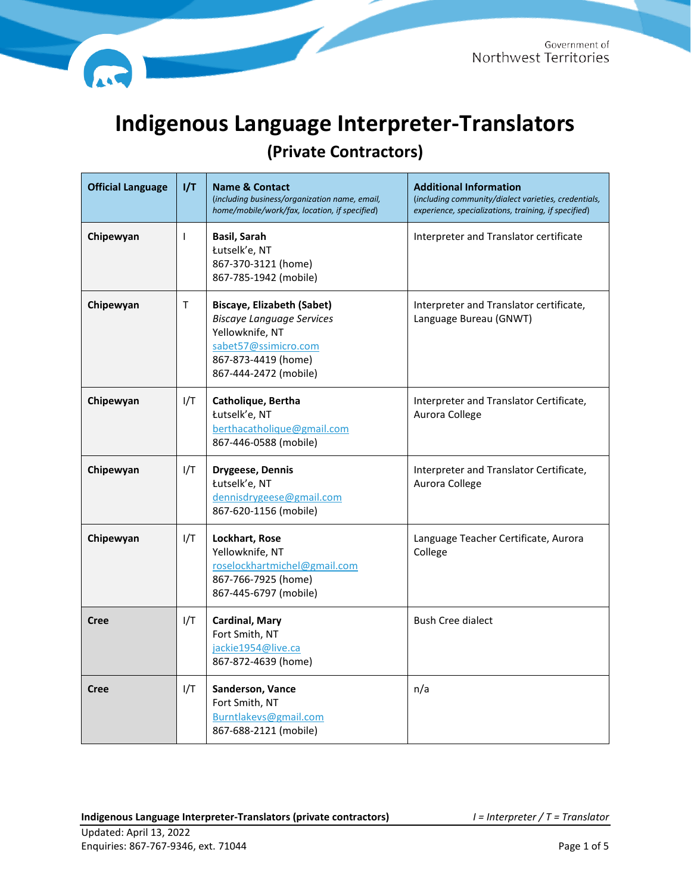Government of Northwest Territories

# Indigenous Language Interpreter-Translators

## (Private Contractors)

| Official Language | I/T | Name & Contact *(including business/organization name, email, home/mobile/work/fax, location, if specified)* | Additional Information *(including community/dialect varieties, credentials, experience, specializations, training, if specified)* |
|---|---|---|---|
| **Chipewyan** | I | **Basil, Sarah**<br>Łutselk'e, NT<br>867-370-3121 (home)<br>867-785-1942 (mobile) | Interpreter and Translator certificate |
| **Chipewyan** | T | **Biscaye, Elizabeth (Sabet)**<br>*Biscaye Language Services*<br>Yellowknife, NT<br>sabet57@ssimicro.com<br>867-873-4419 (home)<br>867-444-2472 (mobile) | Interpreter and Translator certificate, Language Bureau (GNWT) |
| **Chipewyan** | I/T | **Catholique, Bertha**<br>Łutselk'e, NT<br>berthacatholique@gmail.com<br>867-446-0588 (mobile) | Interpreter and Translator Certificate, Aurora College |
| **Chipewyan** | I/T | **Drygeese, Dennis**<br>Łutselk'e, NT<br>dennisdrygeese@gmail.com<br>867-620-1156 (mobile) | Interpreter and Translator Certificate, Aurora College |
| **Chipewyan** | I/T | **Lockhart, Rose**<br>Yellowknife, NT<br>roselockhartmichel@gmail.com<br>867-766-7925 (home)<br>867-445-6797 (mobile) | Language Teacher Certificate, Aurora College |
| **Cree** | I/T | **Cardinal, Mary**<br>Fort Smith, NT<br>jackie1954@live.ca<br>867-872-4639 (home) | Bush Cree dialect |
| **Cree** | I/T | **Sanderson, Vance**<br>Fort Smith, NT<br>Burntlakevs@gmail.com<br>867-688-2121 (mobile) | n/a |

*I = Interpreter / T = Translator*

Updated: April 13, 2022
Enquiries: 867-767-9346, ext. 71044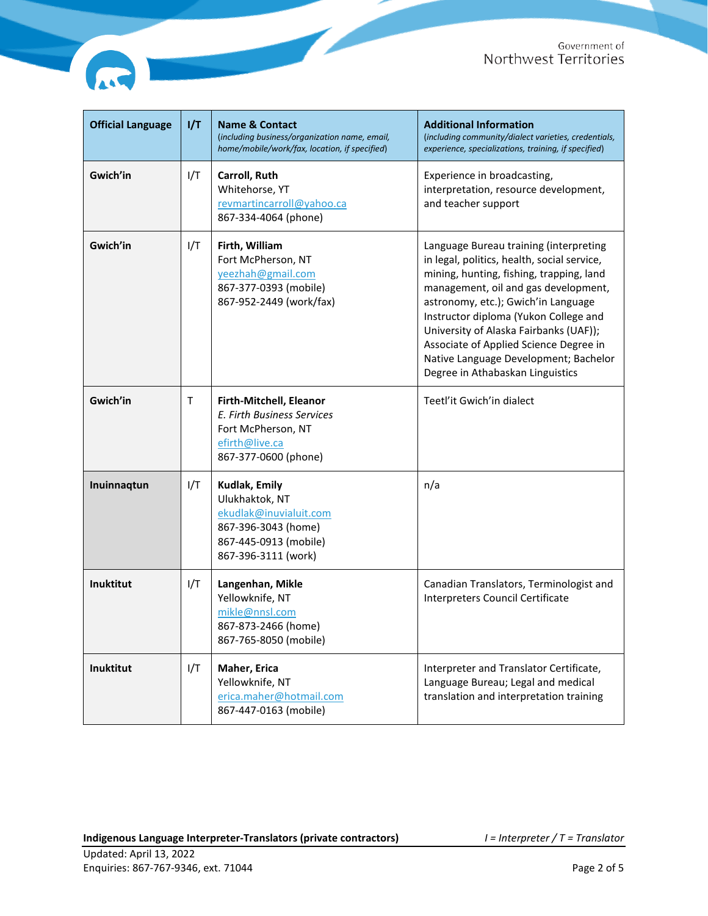| **Official Language** | **I/T** | **Name & Contact** (*including business/organization name, email, home/mobile/work/fax, location, if specified*) | **Additional Information** (*including community/dialect varieties, credentials, experience, specializations, training, if specified*) |
|---|---|---|---|
| **Gwich'in** | I/T | **Carroll, Ruth**<br>Whitehorse, YT<br>revmartincarroll@yahoo.ca<br>867-334-4064 (phone) | Experience in broadcasting, interpretation, resource development, and teacher support |
| **Gwich'in** | I/T | **Firth, William**<br>Fort McPherson, NT<br>yeezhah@gmail.com<br>867-377-0393 (mobile)<br>867-952-2449 (work/fax) | Language Bureau training (interpreting in legal, politics, health, social service, mining, hunting, fishing, trapping, land management, oil and gas development, astronomy, etc.); Gwich'in Language Instructor diploma (Yukon College and University of Alaska Fairbanks (UAF)); Associate of Applied Science Degree in Native Language Development; Bachelor Degree in Athabaskan Linguistics |
| **Gwich'in** | T | **Firth-Mitchell, Eleanor**<br>*E. Firth Business Services*<br>Fort McPherson, NT<br>efirth@live.ca<br>867-377-0600 (phone) | Teetl'it Gwich'in dialect |
| **Inuinnaqtun** | I/T | **Kudlak, Emily**<br>Ulukhaktok, NT<br>ekudlak@inuvialuit.com<br>867-396-3043 (home)<br>867-445-0913 (mobile)<br>867-396-3111 (work) | n/a |
| **Inuktitut** | I/T | **Langenhan, Mikle**<br>Yellowknife, NT<br>mikle@nnsl.com<br>867-873-2466 (home)<br>867-765-8050 (mobile) | Canadian Translators, Terminologist and Interpreters Council Certificate |
| **Inuktitut** | I/T | **Maher, Erica**<br>Yellowknife, NT<br>erica.maher@hotmail.com<br>867-447-0163 (mobile) | Interpreter and Translator Certificate, Language Bureau; Legal and medical translation and interpretation training |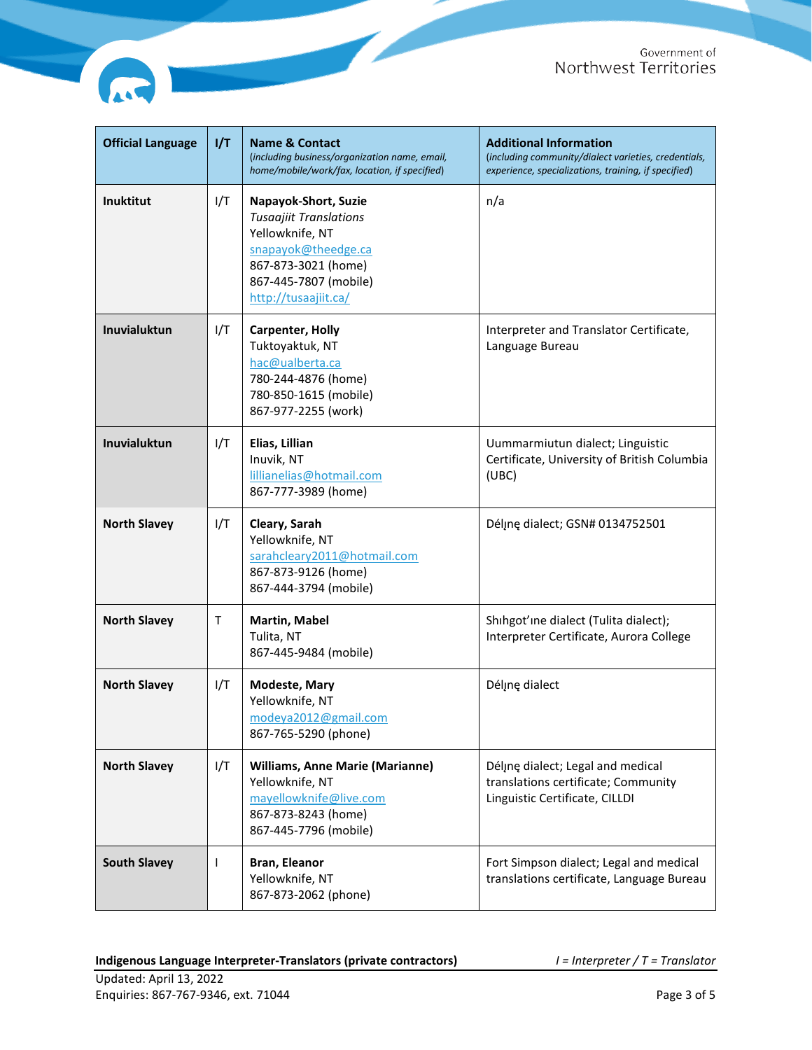| Official Language | I/T | Name & Contact *(including business/organization name, email, home/mobile/work/fax, location, if specified)* | Additional Information *(including community/dialect varieties, credentials, experience, specializations, training, if specified)* |
|---|---|---|---|
| **Inuktitut** | I/T | **Napayok-Short, Suzie**<br>*Tusaajiit Translations*<br>Yellowknife, NT<br>snapayok@theedge.ca<br>867-873-3021 (home)<br>867-445-7807 (mobile)<br>http://tusaajiit.ca/ | n/a |
| **Inuvialuktun** | I/T | **Carpenter, Holly**<br>Tuktoyaktuk, NT<br>hac@ualberta.ca<br>780-244-4876 (home)<br>780-850-1615 (mobile)<br>867-977-2255 (work) | Interpreter and Translator Certificate, Language Bureau |
| **Inuvialuktun** | I/T | **Elias, Lillian**<br>Inuvik, NT<br>lillianelias@hotmail.com<br>867-777-3989 (home) | Uummarmiutun dialect; Linguistic Certificate, University of British Columbia (UBC) |
| **North Slavey** | I/T | **Cleary, Sarah**<br>Yellowknife, NT<br>sarahcleary2011@hotmail.com<br>867-873-9126 (home)<br>867-444-3794 (mobile) | Délı̨nę dialect; GSN# 0134752501 |
| **North Slavey** | T | **Martin, Mabel**<br>Tulita, NT<br>867-445-9484 (mobile) | Shıhgot’ıne dialect (Tulita dialect); Interpreter Certificate, Aurora College |
| **North Slavey** | I/T | **Modeste, Mary**<br>Yellowknife, NT<br>modeya2012@gmail.com<br>867-765-5290 (phone) | Délı̨nę dialect |
| **North Slavey** | I/T | **Williams, Anne Marie (Marianne)**<br>Yellowknife, NT<br>mayellowknife@live.com<br>867-873-8243 (home)<br>867-445-7796 (mobile) | Délı̨nę dialect; Legal and medical translations certificate; Community Linguistic Certificate, CILLDI |
| **South Slavey** | I | **Bran, Eleanor**<br>Yellowknife, NT<br>867-873-2062 (phone) | Fort Simpson dialect; Legal and medical translations certificate, Language Bureau |

**Indigenous Language Interpreter-Translators (private contractors)** *I = Interpreter / T = Translator*

Updated: April 13, 2022
Enquiries: 867-767-9346, ext. 71044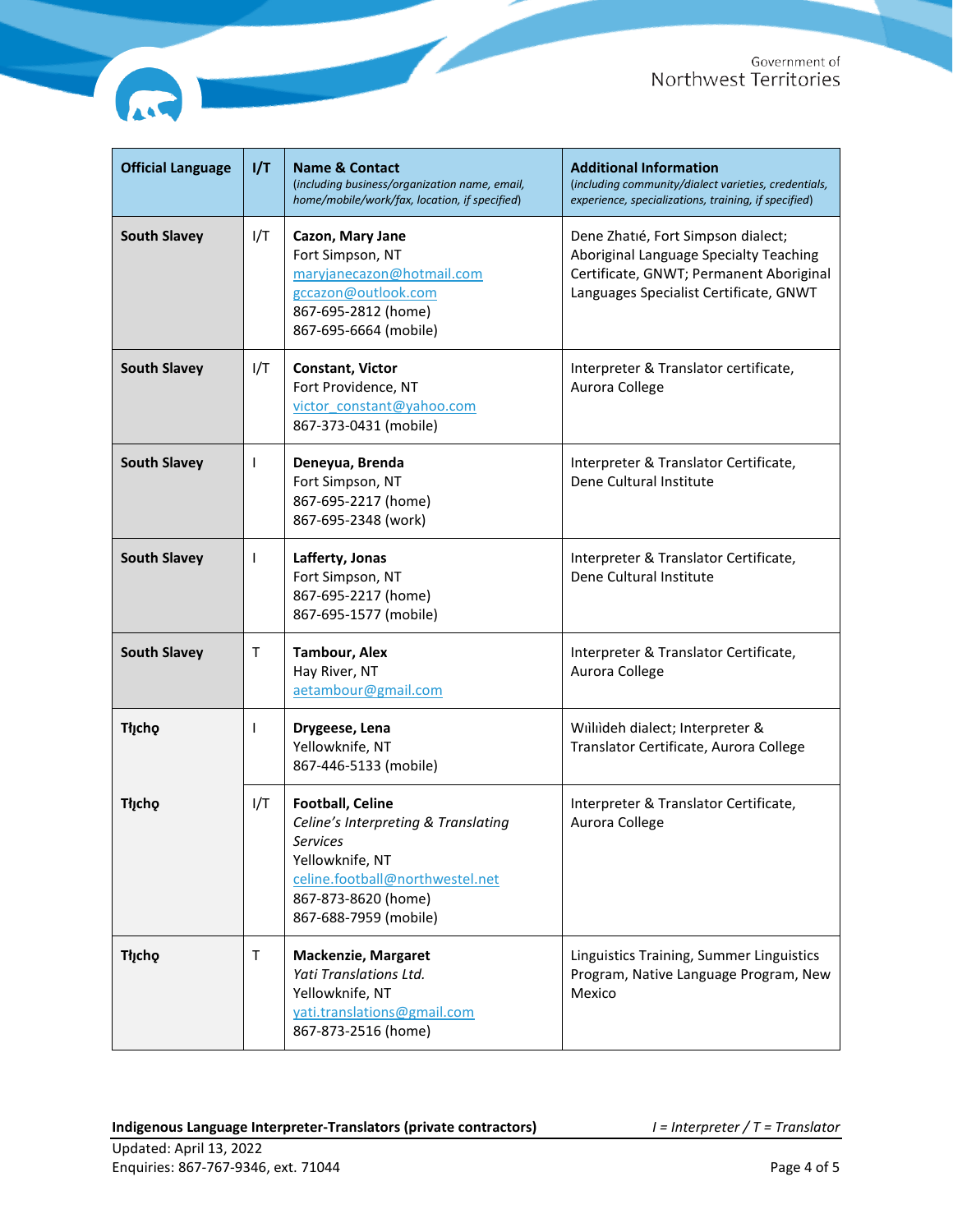| Official Language | I/T | Name & Contact<br>*(including business/organization name, email, home/mobile/work/fax, location, if specified)* | Additional Information<br>*(including community/dialect varieties, credentials, experience, specializations, training, if specified)* |
|---|---|---|---|
| **South Slavey** | I/T | **Cazon, Mary Jane**<br>Fort Simpson, NT<br>maryjanecazon@hotmail.com<br>gccazon@outlook.com<br>867-695-2812 (home)<br>867-695-6664 (mobile) | Dene Zhatıé, Fort Simpson dialect; Aboriginal Language Specialty Teaching Certificate, GNWT; Permanent Aboriginal Languages Specialist Certificate, GNWT |
| **South Slavey** | I/T | **Constant, Victor**<br>Fort Providence, NT<br>victor_constant@yahoo.com<br>867-373-0431 (mobile) | Interpreter & Translator certificate, Aurora College |
| **South Slavey** | I | **Deneyua, Brenda**<br>Fort Simpson, NT<br>867-695-2217 (home)<br>867-695-2348 (work) | Interpreter & Translator Certificate, Dene Cultural Institute |
| **South Slavey** | I | **Lafferty, Jonas**<br>Fort Simpson, NT<br>867-695-2217 (home)<br>867-695-1577 (mobile) | Interpreter & Translator Certificate, Dene Cultural Institute |
| **South Slavey** | T | **Tambour, Alex**<br>Hay River, NT<br>aetambour@gmail.com | Interpreter & Translator Certificate, Aurora College |
| **Tłįchǫ** | I | **Drygeese, Lena**<br>Yellowknife, NT<br>867-446-5133 (mobile) | Wıìlıìdeh dialect; Interpreter & Translator Certificate, Aurora College |
| **Tłįchǫ** | I/T | **Football, Celine**<br>*Celine's Interpreting & Translating Services*<br>Yellowknife, NT<br>celine.football@northwestel.net<br>867-873-8620 (home)<br>867-688-7959 (mobile) | Interpreter & Translator Certificate, Aurora College |
| **Tłįchǫ** | T | **Mackenzie, Margaret**<br>*Yati Translations Ltd.*<br>Yellowknife, NT<br>yati.translations@gmail.com<br>867-873-2516 (home) | Linguistics Training, Summer Linguistics Program, Native Language Program, New Mexico |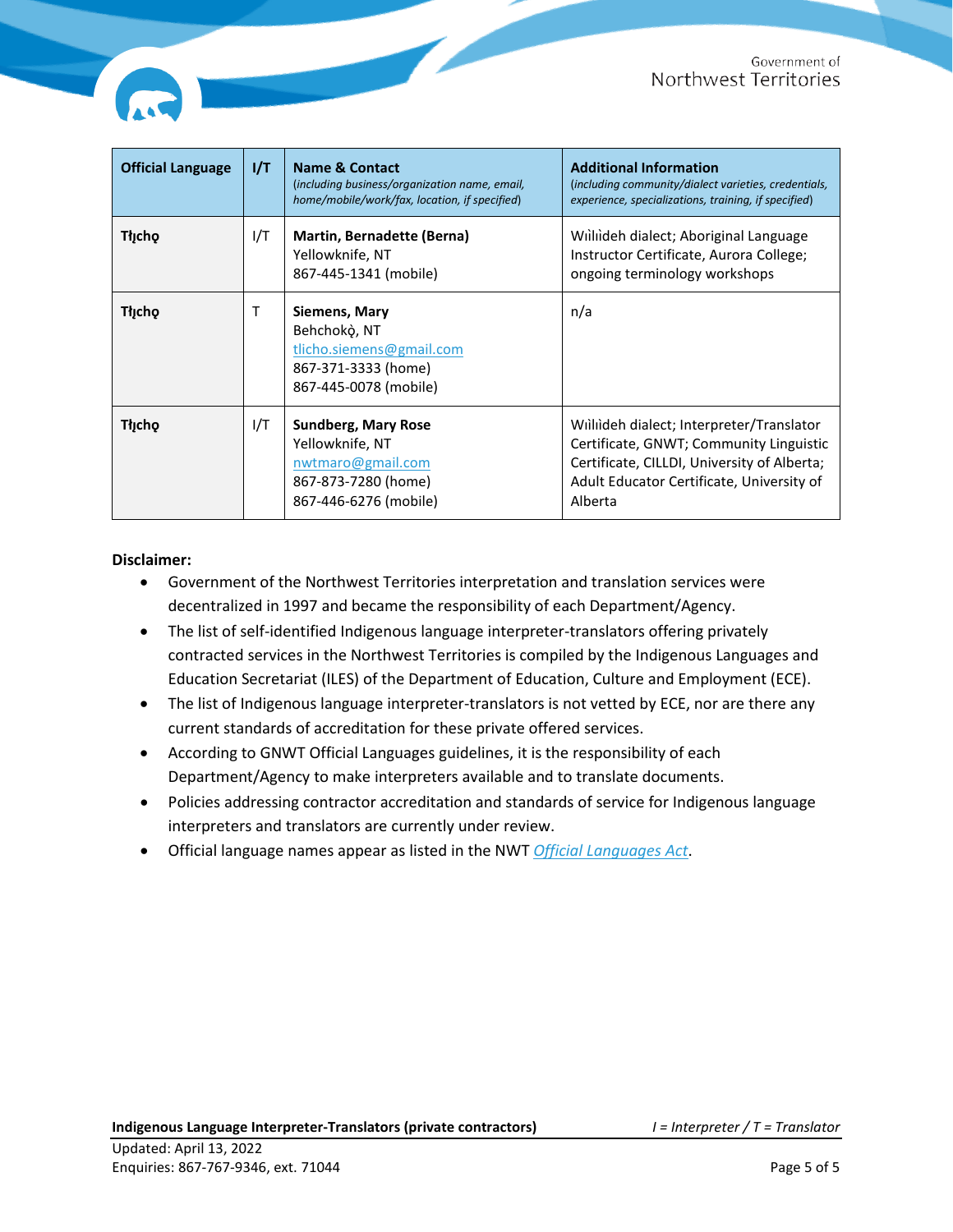| Official Language | I/T | Name & Contact (*including business/organization name, email, home/mobile/work/fax, location, if specified*) | Additional Information (*including community/dialect varieties, credentials, experience, specializations, training, if specified*) |
|---|---|---|---|
| **Tłı̨chǫ** | I/T | **Martin, Bernadette (Berna)**<br>Yellowknife, NT<br>867-445-1341 (mobile) | Wıılıìdeh dialect; Aboriginal Language Instructor Certificate, Aurora College; ongoing terminology workshops |
| **Tłı̨chǫ** | T | **Siemens, Mary**<br>Behchokǫ̀, NT<br>tlicho.siemens@gmail.com<br>867-371-3333 (home)<br>867-445-0078 (mobile) | n/a |
| **Tłı̨chǫ** | I/T | **Sundberg, Mary Rose**<br>Yellowknife, NT<br>nwtmaro@gmail.com<br>867-873-7280 (home)<br>867-446-6276 (mobile) | Wıılıìdeh dialect; Interpreter/Translator Certificate, GNWT; Community Linguistic Certificate, CILLDI, University of Alberta; Adult Educator Certificate, University of Alberta |

**Disclaimer:**

- Government of the Northwest Territories interpretation and translation services were decentralized in 1997 and became the responsibility of each Department/Agency.
- The list of self-identified Indigenous language interpreter-translators offering privately contracted services in the Northwest Territories is compiled by the Indigenous Languages and Education Secretariat (ILES) of the Department of Education, Culture and Employment (ECE).
- The list of Indigenous language interpreter-translators is not vetted by ECE, nor are there any current standards of accreditation for these private offered services.
- According to GNWT Official Languages guidelines, it is the responsibility of each Department/Agency to make interpreters available and to translate documents.
- Policies addressing contractor accreditation and standards of service for Indigenous language interpreters and translators are currently under review.
- Official language names appear as listed in the NWT *Official Languages Act*.

**Indigenous Language Interpreter-Translators (private contractors)** *I = Interpreter / T = Translator*

Updated: April 13, 2022
Enquiries: 867-767-9346, ext. 71044